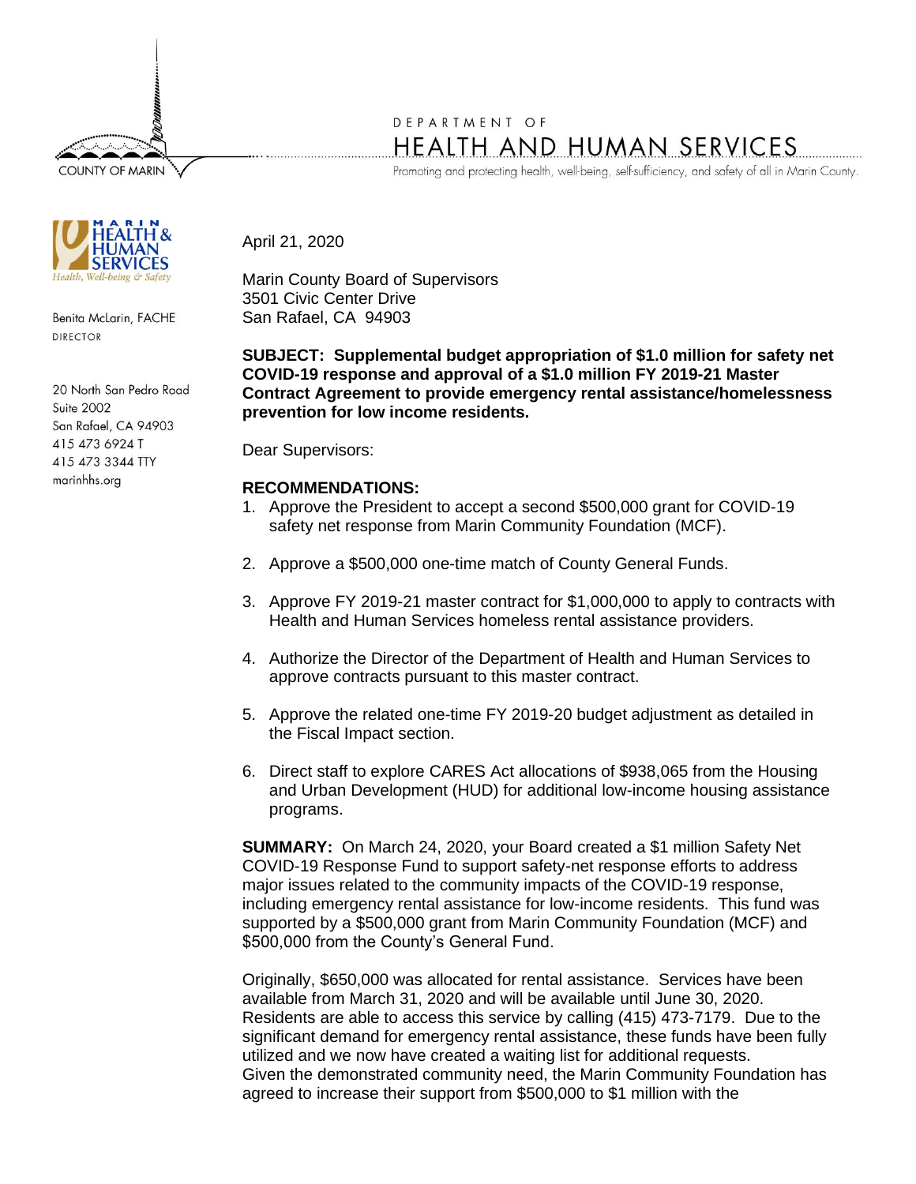COUNTY OF MARIN

DEPARTMENT OF

# HEALTH AND HUMAN SERVICES

Promoting and protecting health, well-being, self-sufficiency, and safety of all in Marin County.

MARIN HEALTH & HUMAN SERVICES
*Health, Well-being & Safety*

Benita McLarin, FACHE
DIRECTOR

20 North San Pedro Road
Suite 2002
San Rafael, CA 94903
415 473 6924 T
415 473 3344 TTY
marinhhs.org

April 21, 2020

Marin County Board of Supervisors
3501 Civic Center Drive
San Rafael, CA 94903

**SUBJECT: Supplemental budget appropriation of $1.0 million for safety net COVID-19 response and approval of a $1.0 million FY 2019-21 Master Contract Agreement to provide emergency rental assistance/homelessness prevention for low income residents.**

Dear Supervisors:

**RECOMMENDATIONS:**

1. Approve the President to accept a second $500,000 grant for COVID-19 safety net response from Marin Community Foundation (MCF).
2. Approve a $500,000 one-time match of County General Funds.
3. Approve FY 2019-21 master contract for $1,000,000 to apply to contracts with Health and Human Services homeless rental assistance providers.
4. Authorize the Director of the Department of Health and Human Services to approve contracts pursuant to this master contract.
5. Approve the related one-time FY 2019-20 budget adjustment as detailed in the Fiscal Impact section.
6. Direct staff to explore CARES Act allocations of $938,065 from the Housing and Urban Development (HUD) for additional low-income housing assistance programs.

**SUMMARY:** On March 24, 2020, your Board created a $1 million Safety Net COVID-19 Response Fund to support safety-net response efforts to address major issues related to the community impacts of the COVID-19 response, including emergency rental assistance for low-income residents. This fund was supported by a $500,000 grant from Marin Community Foundation (MCF) and $500,000 from the County's General Fund.

Originally, $650,000 was allocated for rental assistance. Services have been available from March 31, 2020 and will be available until June 30, 2020. Residents are able to access this service by calling (415) 473-7179. Due to the significant demand for emergency rental assistance, these funds have been fully utilized and we now have created a waiting list for additional requests.
Given the demonstrated community need, the Marin Community Foundation has agreed to increase their support from $500,000 to $1 million with the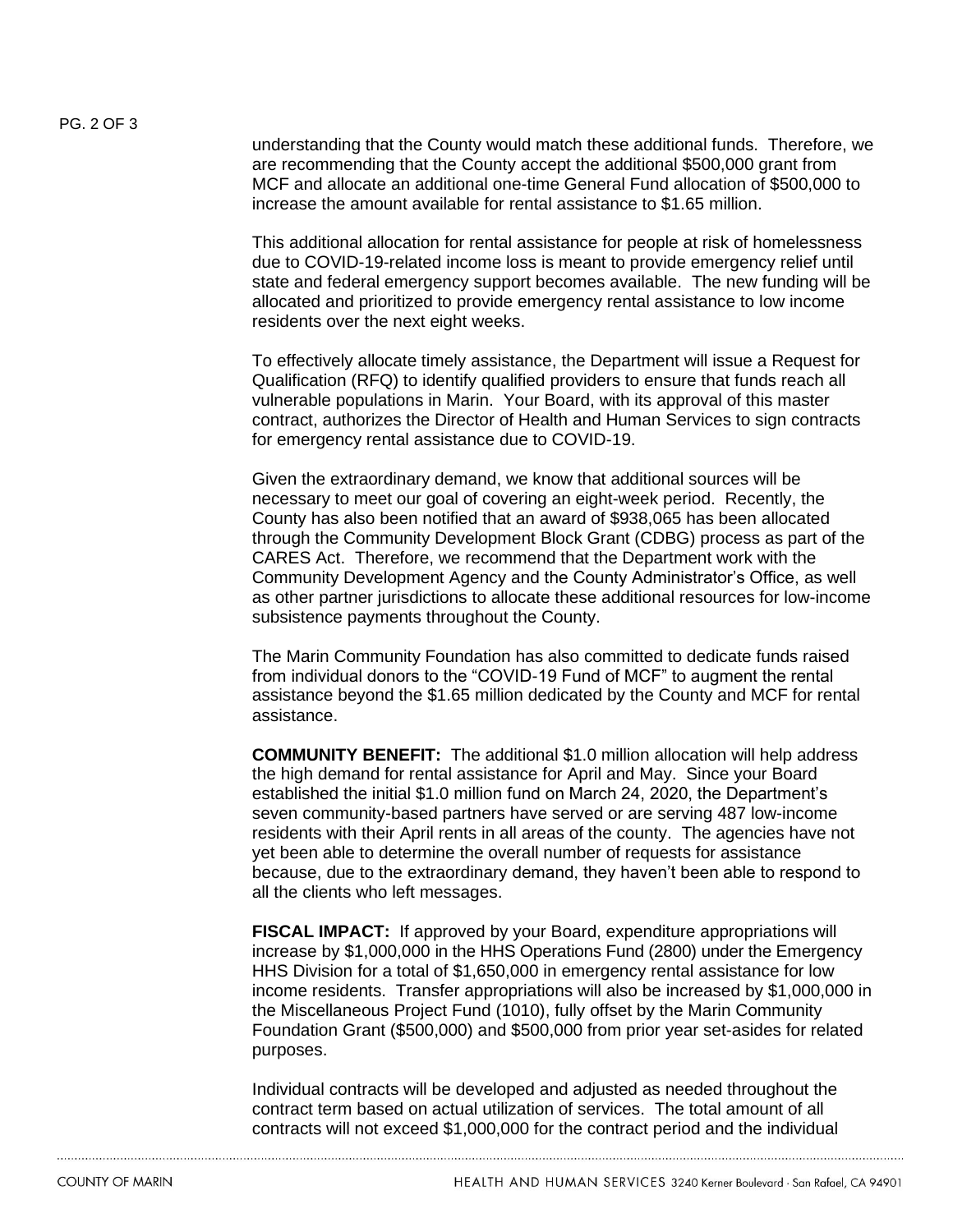understanding that the County would match these additional funds. Therefore, we are recommending that the County accept the additional $500,000 grant from MCF and allocate an additional one-time General Fund allocation of $500,000 to increase the amount available for rental assistance to $1.65 million.

This additional allocation for rental assistance for people at risk of homelessness due to COVID-19-related income loss is meant to provide emergency relief until state and federal emergency support becomes available. The new funding will be allocated and prioritized to provide emergency rental assistance to low income residents over the next eight weeks.

To effectively allocate timely assistance, the Department will issue a Request for Qualification (RFQ) to identify qualified providers to ensure that funds reach all vulnerable populations in Marin. Your Board, with its approval of this master contract, authorizes the Director of Health and Human Services to sign contracts for emergency rental assistance due to COVID-19.

Given the extraordinary demand, we know that additional sources will be necessary to meet our goal of covering an eight-week period. Recently, the County has also been notified that an award of $938,065 has been allocated through the Community Development Block Grant (CDBG) process as part of the CARES Act. Therefore, we recommend that the Department work with the Community Development Agency and the County Administrator's Office, as well as other partner jurisdictions to allocate these additional resources for low-income subsistence payments throughout the County.

The Marin Community Foundation has also committed to dedicate funds raised from individual donors to the "COVID-19 Fund of MCF" to augment the rental assistance beyond the $1.65 million dedicated by the County and MCF for rental assistance.

**COMMUNITY BENEFIT:** The additional $1.0 million allocation will help address the high demand for rental assistance for April and May. Since your Board established the initial $1.0 million fund on March 24, 2020, the Department's seven community-based partners have served or are serving 487 low-income residents with their April rents in all areas of the county. The agencies have not yet been able to determine the overall number of requests for assistance because, due to the extraordinary demand, they haven't been able to respond to all the clients who left messages.

**FISCAL IMPACT:** If approved by your Board, expenditure appropriations will increase by $1,000,000 in the HHS Operations Fund (2800) under the Emergency HHS Division for a total of $1,650,000 in emergency rental assistance for low income residents. Transfer appropriations will also be increased by $1,000,000 in the Miscellaneous Project Fund (1010), fully offset by the Marin Community Foundation Grant ($500,000) and $500,000 from prior year set-asides for related purposes.

Individual contracts will be developed and adjusted as needed throughout the contract term based on actual utilization of services. The total amount of all contracts will not exceed $1,000,000 for the contract period and the individual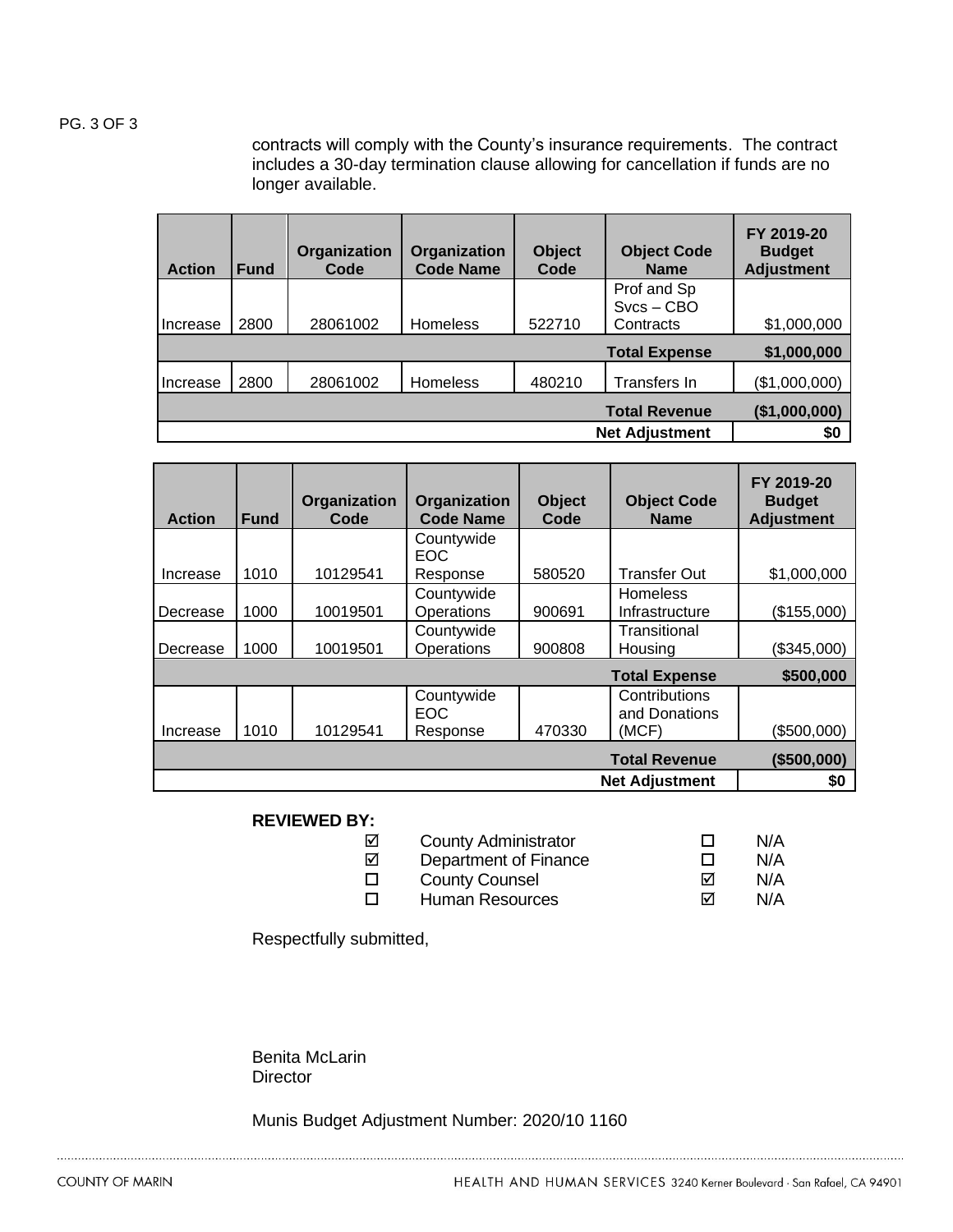contracts will comply with the County's insurance requirements. The contract includes a 30-day termination clause allowing for cancellation if funds are no longer available.

| Action | Fund | Organization Code | Organization Code Name | Object Code | Object Code Name | FY 2019-20 Budget Adjustment |
|---|---|---|---|---|---|---|
| Increase | 2800 | 28061002 | Homeless | 522710 | Prof and Sp Svcs – CBO Contracts | $1,000,000 |
| | | | | | **Total Expense** | **$1,000,000** |
| Increase | 2800 | 28061002 | Homeless | 480210 | Transfers In | ($1,000,000) |
| | | | | | **Total Revenue** | **($1,000,000)** |
| | | | | | **Net Adjustment** | **$0** |

| Action | Fund | Organization Code | Organization Code Name | Object Code | Object Code Name | FY 2019-20 Budget Adjustment |
|---|---|---|---|---|---|---|
| Increase | 1010 | 10129541 | Countywide EOC Response | 580520 | Transfer Out | $1,000,000 |
| Decrease | 1000 | 10019501 | Countywide Operations | 900691 | Homeless Infrastructure | ($155,000) |
| Decrease | 1000 | 10019501 | Countywide Operations | 900808 | Transitional Housing | ($345,000) |
| | | | | | **Total Expense** | **$500,000** |
| Increase | 1010 | 10129541 | Countywide EOC Response | 470330 | Contributions and Donations (MCF) | ($500,000) |
| | | | | | **Total Revenue** | **($500,000)** |
| | | | | | **Net Adjustment** | **$0** |

**REVIEWED BY:**

| | | | |
|---|---|---|---|
| ☑ | County Administrator | ☐ | N/A |
| ☑ | Department of Finance | ☐ | N/A |
| ☐ | County Counsel | ☑ | N/A |
| ☐ | Human Resources | ☑ | N/A |

Respectfully submitted,

Benita McLarin
Director

Munis Budget Adjustment Number: 2020/10 1160